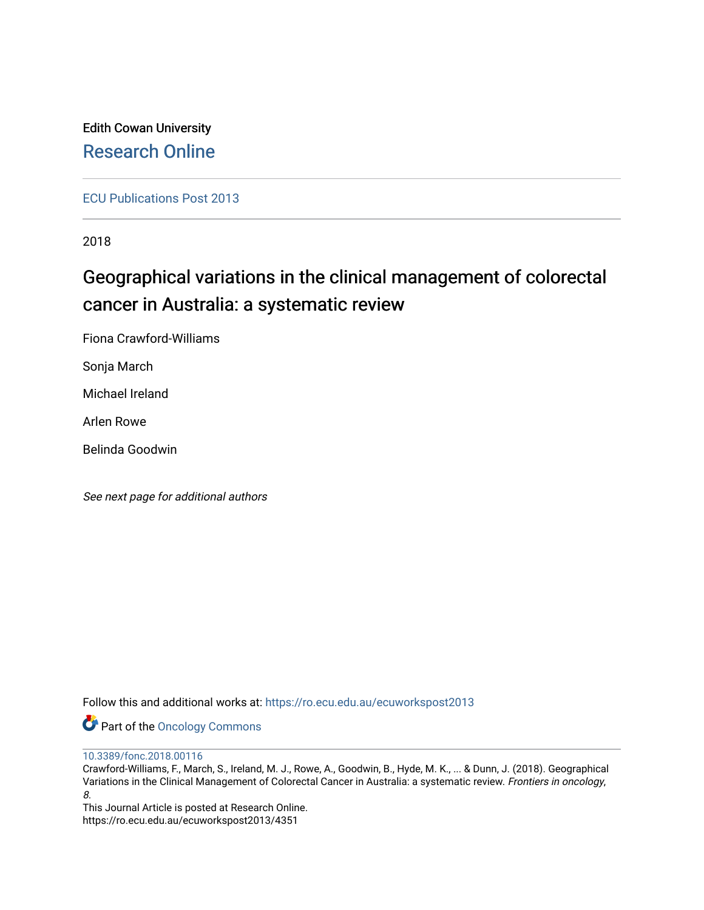Edith Cowan University

Research Online

ECU Publications Post 2013

2018

# Geographical variations in the clinical management of colorectal cancer in Australia: a systematic review

Fiona Crawford-Williams

Sonja March

Michael Ireland

Arlen Rowe

Belinda Goodwin

*See next page for additional authors*

Follow this and additional works at: https://ro.ecu.edu.au/ecuworkspost2013

Part of the Oncology Commons

10.3389/fonc.2018.00116

Crawford-Williams, F., March, S., Ireland, M. J., Rowe, A., Goodwin, B., Hyde, M. K., ... & Dunn, J. (2018). Geographical Variations in the Clinical Management of Colorectal Cancer in Australia: a systematic review. *Frontiers in oncology*, *8*.

This Journal Article is posted at Research Online.

https://ro.ecu.edu.au/ecuworkspost2013/4351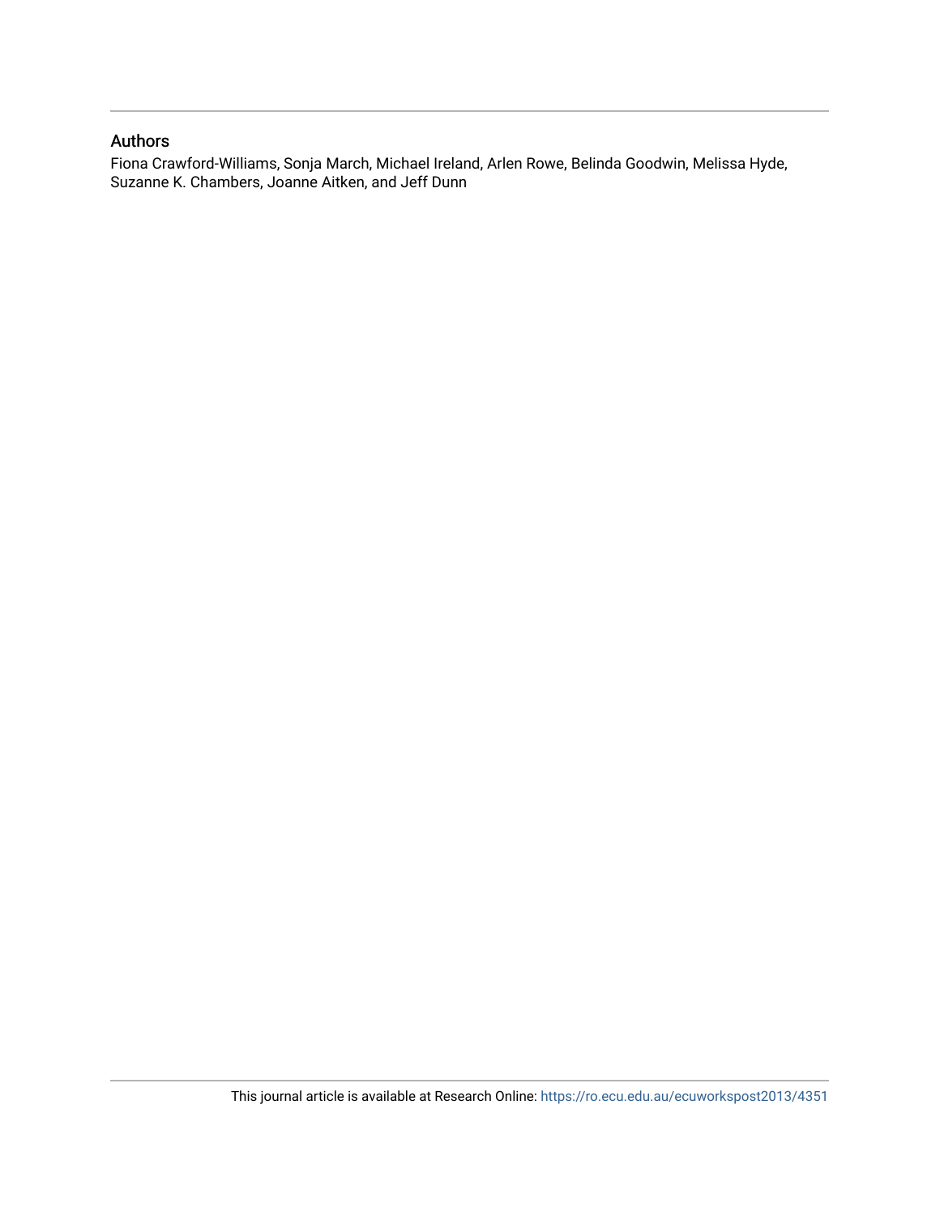## Authors

Fiona Crawford-Williams, Sonja March, Michael Ireland, Arlen Rowe, Belinda Goodwin, Melissa Hyde, Suzanne K. Chambers, Joanne Aitken, and Jeff Dunn

This journal article is available at Research Online: https://ro.ecu.edu.au/ecuworkspost2013/4351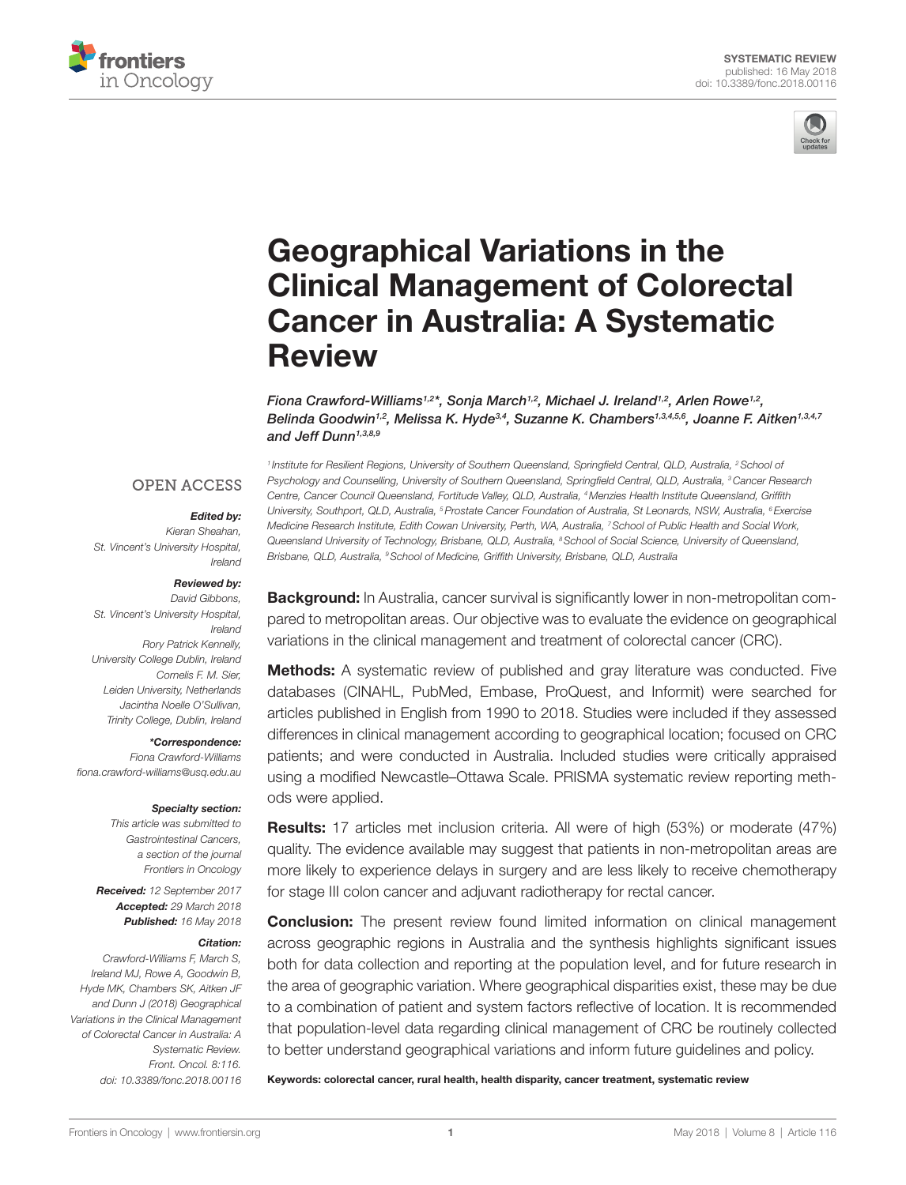# Geographical Variations in the Clinical Management of Colorectal Cancer in Australia: A Systematic Review

*Fiona Crawford-Williams[1,2]\*, Sonja March[1,2], Michael J. Ireland[1,2], Arlen Rowe[1,2], Belinda Goodwin[1,2], Melissa K. Hyde[3,4], Suzanne K. Chambers[1,3,4,5,6], Joanne F. Aitken[1,3,4,7] and Jeff Dunn[1,3,8,9]*

[1] Institute for Resilient Regions, University of Southern Queensland, Springfield Central, QLD, Australia, [2] School of Psychology and Counselling, University of Southern Queensland, Springfield Central, QLD, Australia, [3] Cancer Research Centre, Cancer Council Queensland, Fortitude Valley, QLD, Australia, [4] Menzies Health Institute Queensland, Griffith University, Southport, QLD, Australia, [5] Prostate Cancer Foundation of Australia, St Leonards, NSW, Australia, [6] Exercise Medicine Research Institute, Edith Cowan University, Perth, WA, Australia, [7] School of Public Health and Social Work, Queensland University of Technology, Brisbane, QLD, Australia, [8] School of Social Science, University of Queensland, Brisbane, QLD, Australia, [9] School of Medicine, Griffith University, Brisbane, QLD, Australia

OPEN ACCESS

***Edited by:***
Kieran Sheahan,
St. Vincent's University Hospital, Ireland

***Reviewed by:***
David Gibbons,
St. Vincent's University Hospital, Ireland
Rory Patrick Kennelly,
University College Dublin, Ireland
Cornelis F. M. Sier,
Leiden University, Netherlands
Jacintha Noelle O'Sullivan,
Trinity College, Dublin, Ireland

***\*Correspondence:***
Fiona Crawford-Williams
fiona.crawford-williams@usq.edu.au

***Specialty section:***
This article was submitted to Gastrointestinal Cancers, a section of the journal Frontiers in Oncology

***Received:*** 12 September 2017
***Accepted:*** 29 March 2018
***Published:*** 16 May 2018

***Citation:***
Crawford-Williams F, March S, Ireland MJ, Rowe A, Goodwin B, Hyde MK, Chambers SK, Aitken JF and Dunn J (2018) Geographical Variations in the Clinical Management of Colorectal Cancer in Australia: A Systematic Review. Front. Oncol. 8:116. doi: 10.3389/fonc.2018.00116

**Background:** In Australia, cancer survival is significantly lower in non-metropolitan compared to metropolitan areas. Our objective was to evaluate the evidence on geographical variations in the clinical management and treatment of colorectal cancer (CRC).

**Methods:** A systematic review of published and gray literature was conducted. Five databases (CINAHL, PubMed, Embase, ProQuest, and Informit) were searched for articles published in English from 1990 to 2018. Studies were included if they assessed differences in clinical management according to geographical location; focused on CRC patients; and were conducted in Australia. Included studies were critically appraised using a modified Newcastle–Ottawa Scale. PRISMA systematic review reporting methods were applied.

**Results:** 17 articles met inclusion criteria. All were of high (53%) or moderate (47%) quality. The evidence available may suggest that patients in non-metropolitan areas are more likely to experience delays in surgery and are less likely to receive chemotherapy for stage III colon cancer and adjuvant radiotherapy for rectal cancer.

**Conclusion:** The present review found limited information on clinical management across geographic regions in Australia and the synthesis highlights significant issues both for data collection and reporting at the population level, and for future research in the area of geographic variation. Where geographical disparities exist, these may be due to a combination of patient and system factors reflective of location. It is recommended that population-level data regarding clinical management of CRC be routinely collected to better understand geographical variations and inform future guidelines and policy.

**Keywords: colorectal cancer, rural health, health disparity, cancer treatment, systematic review**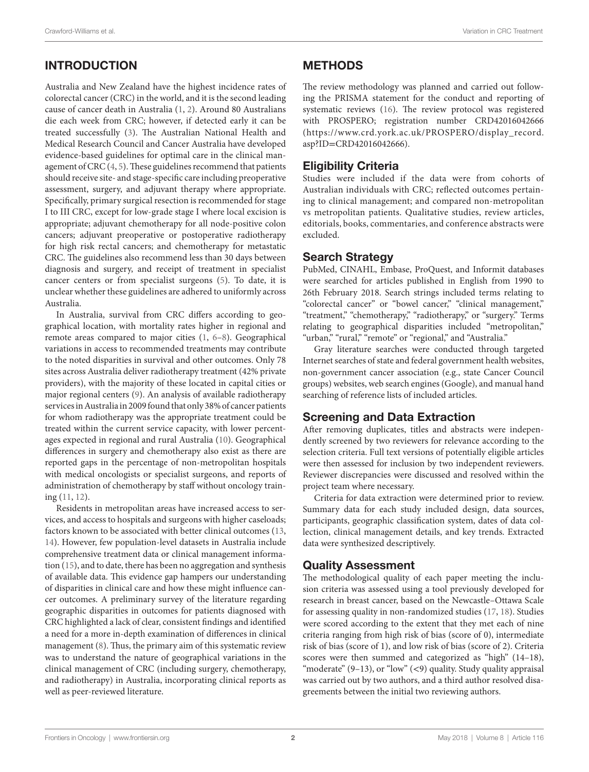## INTRODUCTION

Australia and New Zealand have the highest incidence rates of colorectal cancer (CRC) in the world, and it is the second leading cause of cancer death in Australia (1, 2). Around 80 Australians die each week from CRC; however, if detected early it can be treated successfully (3). The Australian National Health and Medical Research Council and Cancer Australia have developed evidence-based guidelines for optimal care in the clinical management of CRC (4, 5). These guidelines recommend that patients should receive site- and stage-specific care including preoperative assessment, surgery, and adjuvant therapy where appropriate. Specifically, primary surgical resection is recommended for stage I to III CRC, except for low-grade stage I where local excision is appropriate; adjuvant chemotherapy for all node-positive colon cancers; adjuvant preoperative or postoperative radiotherapy for high risk rectal cancers; and chemotherapy for metastatic CRC. The guidelines also recommend less than 30 days between diagnosis and surgery, and receipt of treatment in specialist cancer centers or from specialist surgeons (5). To date, it is unclear whether these guidelines are adhered to uniformly across Australia.

In Australia, survival from CRC differs according to geographical location, with mortality rates higher in regional and remote areas compared to major cities (1, 6–8). Geographical variations in access to recommended treatments may contribute to the noted disparities in survival and other outcomes. Only 78 sites across Australia deliver radiotherapy treatment (42% private providers), with the majority of these located in capital cities or major regional centers (9). An analysis of available radiotherapy services in Australia in 2009 found that only 38% of cancer patients for whom radiotherapy was the appropriate treatment could be treated within the current service capacity, with lower percentages expected in regional and rural Australia (10). Geographical differences in surgery and chemotherapy also exist as there are reported gaps in the percentage of non-metropolitan hospitals with medical oncologists or specialist surgeons, and reports of administration of chemotherapy by staff without oncology training (11, 12).

Residents in metropolitan areas have increased access to services, and access to hospitals and surgeons with higher caseloads; factors known to be associated with better clinical outcomes (13, 14). However, few population-level datasets in Australia include comprehensive treatment data or clinical management information (15), and to date, there has been no aggregation and synthesis of available data. This evidence gap hampers our understanding of disparities in clinical care and how these might influence cancer outcomes. A preliminary survey of the literature regarding geographic disparities in outcomes for patients diagnosed with CRC highlighted a lack of clear, consistent findings and identified a need for a more in-depth examination of differences in clinical management (8). Thus, the primary aim of this systematic review was to understand the nature of geographical variations in the clinical management of CRC (including surgery, chemotherapy, and radiotherapy) in Australia, incorporating clinical reports as well as peer-reviewed literature.

## METHODS

The review methodology was planned and carried out following the PRISMA statement for the conduct and reporting of systematic reviews (16). The review protocol was registered with PROSPERO; registration number CRD42016042666 (https://www.crd.york.ac.uk/PROSPERO/display_record.asp?ID=CRD42016042666).

### Eligibility Criteria

Studies were included if the data were from cohorts of Australian individuals with CRC; reflected outcomes pertaining to clinical management; and compared non-metropolitan vs metropolitan patients. Qualitative studies, review articles, editorials, books, commentaries, and conference abstracts were excluded.

### Search Strategy

PubMed, CINAHL, Embase, ProQuest, and Informit databases were searched for articles published in English from 1990 to 26th February 2018. Search strings included terms relating to "colorectal cancer" or "bowel cancer," "clinical management," "treatment," "chemotherapy," "radiotherapy," or "surgery." Terms relating to geographical disparities included "metropolitan," "urban," "rural," "remote" or "regional," and "Australia."

Gray literature searches were conducted through targeted Internet searches of state and federal government health websites, non-government cancer association (e.g., state Cancer Council groups) websites, web search engines (Google), and manual hand searching of reference lists of included articles.

### Screening and Data Extraction

After removing duplicates, titles and abstracts were independently screened by two reviewers for relevance according to the selection criteria. Full text versions of potentially eligible articles were then assessed for inclusion by two independent reviewers. Reviewer discrepancies were discussed and resolved within the project team where necessary.

Criteria for data extraction were determined prior to review. Summary data for each study included design, data sources, participants, geographic classification system, dates of data collection, clinical management details, and key trends. Extracted data were synthesized descriptively.

### Quality Assessment

The methodological quality of each paper meeting the inclusion criteria was assessed using a tool previously developed for research in breast cancer, based on the Newcastle–Ottawa Scale for assessing quality in non-randomized studies (17, 18). Studies were scored according to the extent that they met each of nine criteria ranging from high risk of bias (score of 0), intermediate risk of bias (score of 1), and low risk of bias (score of 2). Criteria scores were then summed and categorized as "high" (14–18), "moderate" (9–13), or "low" (<9) quality. Study quality appraisal was carried out by two authors, and a third author resolved disagreements between the initial two reviewing authors.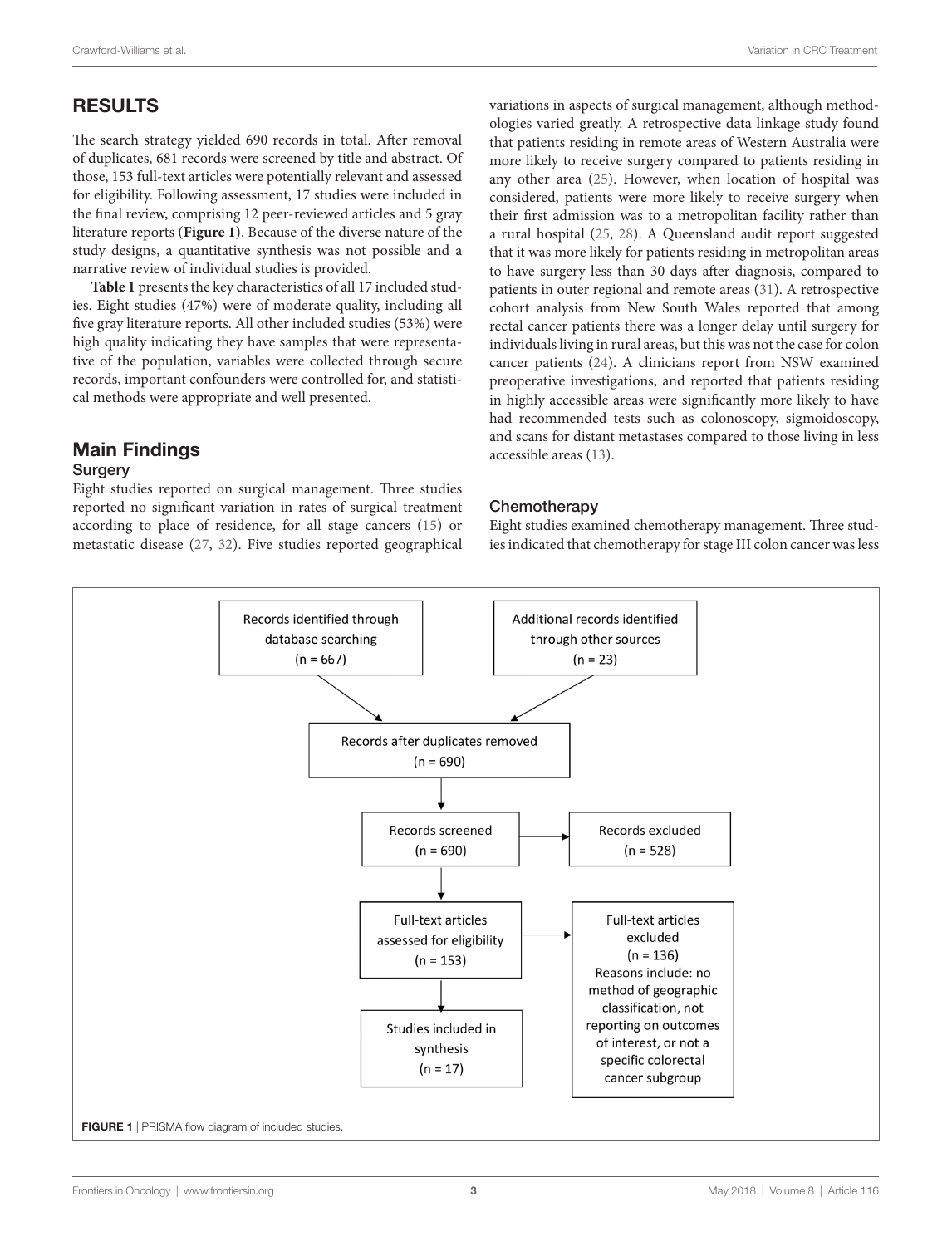## RESULTS

The search strategy yielded 690 records in total. After removal of duplicates, 681 records were screened by title and abstract. Of those, 153 full-text articles were potentially relevant and assessed for eligibility. Following assessment, 17 studies were included in the final review, comprising 12 peer-reviewed articles and 5 gray literature reports (**Figure 1**). Because of the diverse nature of the study designs, a quantitative synthesis was not possible and a narrative review of individual studies is provided.

**Table 1** presents the key characteristics of all 17 included studies. Eight studies (47%) were of moderate quality, including all five gray literature reports. All other included studies (53%) were high quality indicating they have samples that were representative of the population, variables were collected through secure records, important confounders were controlled for, and statistical methods were appropriate and well presented.

## Main Findings

### Surgery

Eight studies reported on surgical management. Three studies reported no significant variation in rates of surgical treatment according to place of residence, for all stage cancers (15) or metastatic disease (27, 32). Five studies reported geographical variations in aspects of surgical management, although methodologies varied greatly. A retrospective data linkage study found that patients residing in remote areas of Western Australia were more likely to receive surgery compared to patients residing in any other area (25). However, when location of hospital was considered, patients were more likely to receive surgery when their first admission was to a metropolitan facility rather than a rural hospital (25, 28). A Queensland audit report suggested that it was more likely for patients residing in metropolitan areas to have surgery less than 30 days after diagnosis, compared to patients in outer regional and remote areas (31). A retrospective cohort analysis from New South Wales reported that among rectal cancer patients there was a longer delay until surgery for individuals living in rural areas, but this was not the case for colon cancer patients (24). A clinicians report from NSW examined preoperative investigations, and reported that patients residing in highly accessible areas were significantly more likely to have had recommended tests such as colonoscopy, sigmoidoscopy, and scans for distant metastases compared to those living in less accessible areas (13).

### Chemotherapy

Eight studies examined chemotherapy management. Three studies indicated that chemotherapy for stage III colon cancer was less

Records identified through database searching (n = 667)

Additional records identified through other sources (n = 23)

Records after duplicates removed (n = 690)

Records screened (n = 690)

Records excluded (n = 528)

Full-text articles assessed for eligibility (n = 153)

Full-text articles excluded (n = 136) Reasons include: no method of geographic classification, not reporting on outcomes of interest, or not a specific colorectal cancer subgroup

Studies included in synthesis (n = 17)

**FIGURE 1** | PRISMA flow diagram of included studies.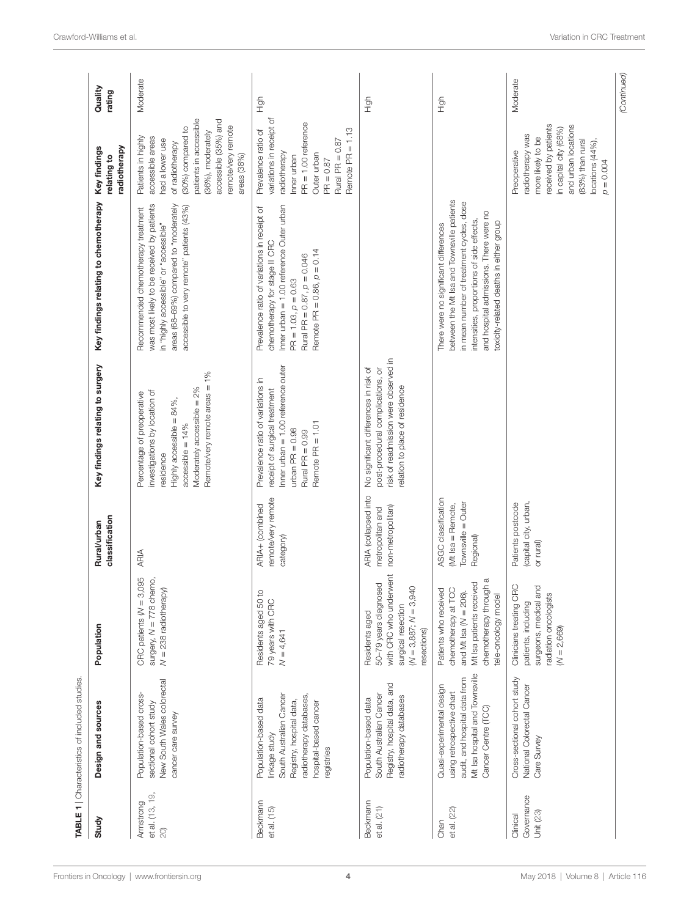**TABLE 1** | Characteristics of included studies.

| Study | Design and sources | Population | Rural/urban classification | Key findings relating to surgery | Key findings relating to chemotherapy | Key findings relating to radiotherapy | Quality rating |
|---|---|---|---|---|---|---|---|
| Armstrong et al. (13, 19, 20) | Population-based cross-sectional cohort study New South Wales colorectal cancer care survey | CRC patients (*N* = 3,095 surgery, *N* = 778 chemo, *N* = 238 radiotherapy) | ARIA | Percentage of preoperative investigations by location of residence Highly accessible = 84%, accessible = 14% Moderately accessible = 2% Remote/very remote areas = 1% | Recommended chemotherapy treatment was most likely to be received by patients in "highly accessible" or "accessible" areas (68–69%) compared to "moderately accessible to very remote" patients (43%) | Patients in highly accessible areas had a lower use of radiotherapy (30%) compared to patients in accessible (36%), moderately accessible (35%) and remote/very remote areas (38%) | Moderate |
| Beckmann et al. (15) | Population-based data linkage study South Australian Cancer Registry, hospital data, radiotherapy databases, hospital-based cancer registries | Residents aged 50 to 79 years with CRC *N* = 4,641 | ARIA+ (combined remote/very remote category) | Prevalence ratio of variations in receipt of surgical treatment Inner urban = 1.00 reference outer urban PR = 0.98 Rural PR = 0.99 Remote PR = 1.01 | Prevalence ratio of variations in receipt of chemotherapy for stage III CRC Inner urban = 1.00 reference Outer urban PR = 1.03, $p = 0.63$ Rural PR = 0.87, $p = 0.046$ Remote PR = 0.86, $p = 0.14$ | Prevalence ratio of variations in receipt of radiotherapy Inner urban PR = 1.00 reference Outer urban PR = 0.87 Rural PR = 0.87 Remote PR = 1.13 | High |
| Beckmann et al. (21) | Population-based data South Australian Cancer Registry, hospital data, and radiotherapy databases | Residents aged 50–79 years diagnosed with CRC who underwent surgical resection (*N* = 3,887; *N* = 3,940 resections) | ARIA (collapsed into metropolitan and non-metropolitan) | No significant differences in risk of post-procedural complications, or risk of readmission were observed in relation to place of residence | | | High |
| Chan et al. (22) | Quasi-experimental design using retrospective chart audit, and hospital data from Mt Isa hospital and Townsville Cancer Centre (TCC) | Patients who received chemotherapy at TCC and Mt Isa (*N* = 206). Mt Isa patients received chemotherapy through a tele-oncology model | ASGC classification (Mt Isa = Remote, Townsville = Outer Regional) | | There were no significant differences between the Mt Isa and Townsville patients in mean number of treatment cycles, dose intensities, proportions of side effects, and hospital admissions. There were no toxicity-related deaths in either group | | High |
| Clinical Governance Unit (23) | Cross-sectional cohort study National Colorectal Cancer Care Survey | Clinicians treating CRC patients, including surgeons, medical and radiation oncologists (*N* = 2,669) | Patients postcode (capital city, urban, or rural) | | | Preoperative radiotherapy was more likely to be received by patients in capital city (68%) and urban locations (83%) than rural locations (44%), $p = 0.004$ | Moderate |

*(Continued)*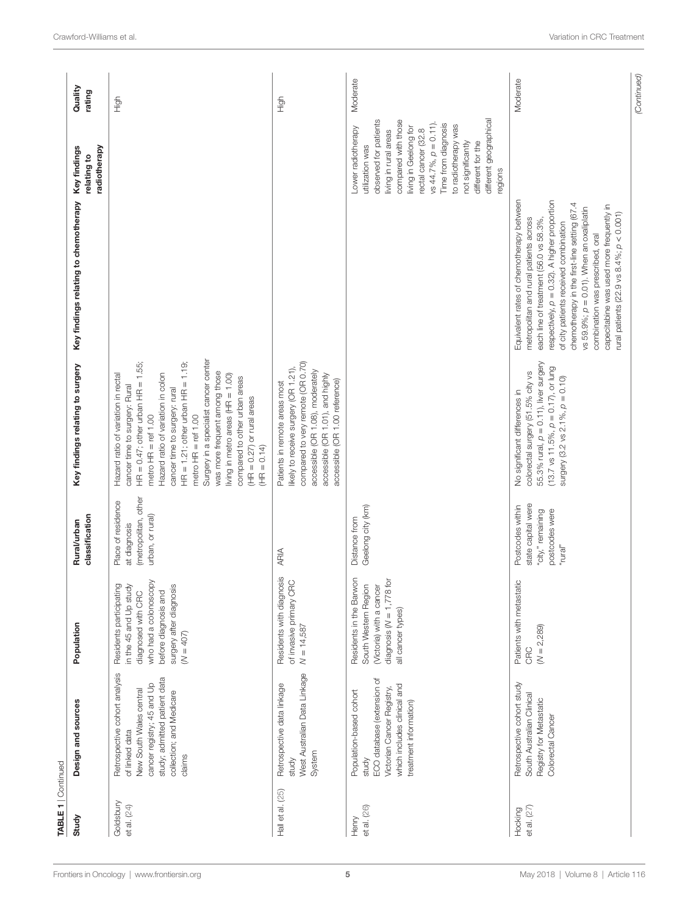**TABLE 1** | Continued

| Study | Design and sources | Population | Rural/urban classification | Key findings relating to surgery | Key findings relating to chemotherapy | Key findings relating to radiotherapy | Quality rating |
|---|---|---|---|---|---|---|---|
| Goldsbury et al. (24) | Retrospective cohort analysis of linked data New South Wales central cancer registry; 45 and Up study; admitted patient data collection; and Medicare claims | Residents participating in the 45 and Up study diagnosed with CRC who had a colonoscopy before diagnosis and surgery after diagnosis ($N = 407$) | Place of residence at diagnosis (metropolitan, other urban, or rural) | Hazard ratio of variation in rectal cancer time to surgery: Rural HR = 0.47; other urban HR = 1.55; metro HR = ref 1.00 Hazard ratio of variation in colon cancer time to surgery: rural HR = 1.21; other urban HR = 1.19; metro HR = ref 1.00 Surgery in a specialist cancer center was more frequent among those living in metro areas (HR = 1.00) compared to other urban areas (HR = 0.27) or rural areas (HR = 0.14) | | | High |
| Hall et al. (25) | Retrospective data linkage study West Australian Data Linkage System | Residents with diagnosis of invasive primary CRC $N = 14,587$ | ARIA | Patients in remote areas most likely to receive surgery (OR 1.21), compared to very remote (OR 0.70) accessible (OR 1.08), moderately accessible (OR 1.01), and highly accessible (OR 1.00 reference) | | | High |
| Henry et al. (26) | Population-based cohort study ECO database (extension of Victorian Cancer Registry, which includes clinical and treatment information) | Residents in the Barwon South Western Region (Victoria) with a cancer diagnosis ($N = 1,778$ for all cancer types) | Distance from Geelong city (km) | | | Lower radiotherapy utilization was observed for patients living in rural areas compared with those living in Geelong for rectal cancer (32.8 vs 44.7%, $p = 0.11$). Time from diagnosis to radiotherapy was not significantly different for the different geographical regions | Moderate |
| Hocking et al. (27) | Retrospective cohort study South Australian Clinical Registry for Metastatic Colorectal Cancer | Patients with metastatic CRC ($N = 2,289$) | Postcodes within state capital were "city," remaining postcodes were "rural" | No significant differences in colorectal surgery (51.5% city vs 55.3% rural, $p = 0.11$), liver surgery (13.7 vs 11.5%, $p = 0.17$), or lung surgery (3.2 vs 2.1%, $p = 0.10$) | Equivalent rates of chemotherapy between metropolitan and rural patients across each line of treatment (56.0 vs 58.3%, respectively, $p = 0.32$). A higher proportion of city patients received combination chemotherapy in the first-line setting (67.4 vs 59.9%; $p = 0.01$). When an oxaliplatin combination was prescribed, oral capecitabine was used more frequently in rural patients (22.9 vs 8.4%; $p < 0.001$) | | Moderate |

*(Continued)*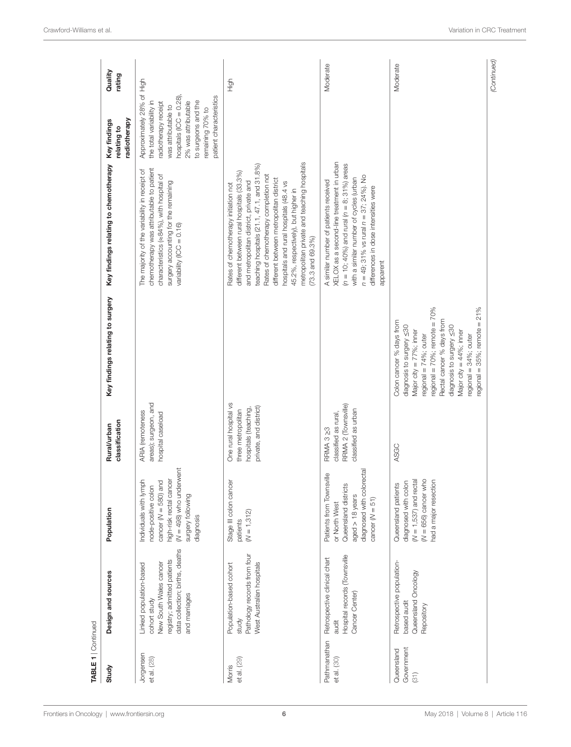**TABLE 1** | Continued

| Study | Design and sources | Population | Rural/urban classification | Key findings relating to surgery | Key findings relating to chemotherapy | Key findings relating to radiotherapy | Quality rating |
|---|---|---|---|---|---|---|---|
| Jorgensen et al. (28) | Linked population-based cohort study New South Wales cancer registry; admitted patients data collection; births, deaths and marriages | Individuals with lymph node-positive colon cancer ($N = 580$) and high-risk rectal cancer ($N = 498$) who underwent surgery following diagnosis | ARIA (remoteness areas); surgeon, and hospital caseload | | The majority of the variability in receipt of chemotherapy was attributable to patient characteristics (≈84%), with hospital of surgery accounting for the remaining variability (ICC = 0.16) | Approximately 28% of the total variability in radiotherapy receipt was attributable to hospitals (ICC = 0.28), 2% was attributable to surgeons and the remaining 70% to patient characteristics | High |
| Morris et al. (29) | Population-based cohort study Pathology records from four West Australian hospitals | Stage III colon cancer patients ($N = 1,312$) | One rural hospital vs three metropolitan hospitals (teaching, private, and district) | | Rates of chemotherapy initiation not different between rural hospitals (33.3%) and metropolitan district, private and teaching hospitals (21.1, 47.1, and 31.8%) Rates of chemotherapy completion not different between metropolitan district hospitals and rural hospitals (48.4 vs 45.2%, respectively), but higher in metropolitan private and teaching hospitals (73.3 and 69.3%) | | High |
| Pathmanathan et al. (30) | Retrospective clinical chart audit Hospital records (Townsville Cancer Center) | Patients from Townsville or North West Queensland districts aged > 18 years diagnosed with colorectal cancer ($N = 51$) | RRMA 3 ≥3 classified as rural, RRMA 2 (Townsville) classified as urban | | A similar number of patients received XELOX as a second-line treatment in urban ($n = 10$; 40%) and rural ($n = 8$; 31%) areas with a similar number of cycles (urban $n = 49$; 31% vs rural $n = 37$; 24%). No differences in dose intensities were apparent | | Moderate |
| Queensland Government (31) | Retrospective population-based audit Queensland Oncology Repository | Queensland patients diagnosed with colon ($N = 1,537$) and rectal ($N = 656$) cancer who had a major resection | ASGC | Colon cancer % days from diagnosis to surgery ≤30 Major city = 77%; inner regional = 74%; outer regional = 70%; remote = 70% Rectal cancer % days from diagnosis to surgery ≤30 Major city = 44%; inner regional = 34%; outer regional = 35%; remote = 21% | | | Moderate |

*(Continued)*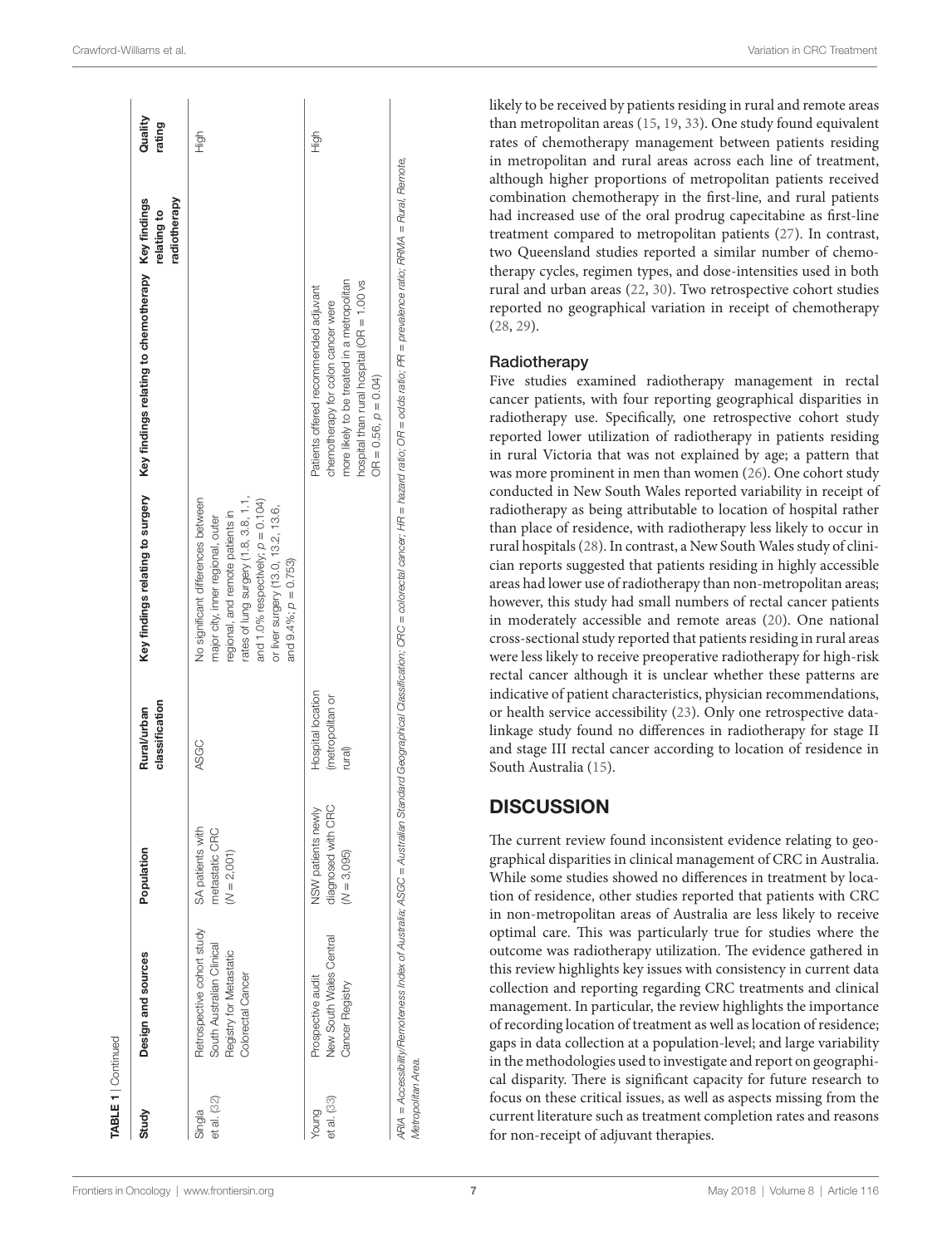**TABLE 1** | Continued

| Study | Design and sources | Population | Rural/urban classification | Key findings relating to surgery | Key findings relating to chemotherapy | Key findings relating to radiotherapy | Quality rating |
|---|---|---|---|---|---|---|---|
| Singla et al. (32) | Retrospective cohort study South Australian Clinical Registry for Metastatic Colorectal Cancer | SA patients with metastatic CRC ($N = 2,001$) | ASGC | No significant differences between major city, inner regional, outer regional, and remote patients in rates of lung surgery (1.8, 3.8, 1.1, and 1.0% respectively; $p = 0.104$) or liver surgery (13.0, 13.2, 13.6, and 9.4%; $p = 0.753$) | | | High |
| Young et al. (33) | Prospective audit New South Wales Central Cancer Registry | NSW patients newly diagnosed with CRC ($N = 3,095$) | Hospital location (metropolitan or rural) | | Patients offered recommended adjuvant chemotherapy for colon cancer were more likely to be treated in a metropolitan hospital than rural hospital (OR = 1.00 vs OR = 0.56, $p = 0.04$) | | High |

*ARIA = Accessibility/Remoteness Index of Australia; ASGC = Australian Standard Geographical Classification; CRC = colorectal cancer; HR = hazard ratio; OR = odds ratio; PR = prevalence ratio; RRMA = Rural, Remote, Metropolitan Area.*

likely to be received by patients residing in rural and remote areas than metropolitan areas (15, 19, 33). One study found equivalent rates of chemotherapy management between patients residing in metropolitan and rural areas across each line of treatment, although higher proportions of metropolitan patients received combination chemotherapy in the first-line, and rural patients had increased use of the oral prodrug capecitabine as first-line treatment compared to metropolitan patients (27). In contrast, two Queensland studies reported a similar number of chemotherapy cycles, regimen types, and dose-intensities used in both rural and urban areas (22, 30). Two retrospective cohort studies reported no geographical variation in receipt of chemotherapy (28, 29).

### Radiotherapy

Five studies examined radiotherapy management in rectal cancer patients, with four reporting geographical disparities in radiotherapy use. Specifically, one retrospective cohort study reported lower utilization of radiotherapy in patients residing in rural Victoria that was not explained by age; a pattern that was more prominent in men than women (26). One cohort study conducted in New South Wales reported variability in receipt of radiotherapy as being attributable to location of hospital rather than place of residence, with radiotherapy less likely to occur in rural hospitals (28). In contrast, a New South Wales study of clinician reports suggested that patients residing in highly accessible areas had lower use of radiotherapy than non-metropolitan areas; however, this study had small numbers of rectal cancer patients in moderately accessible and remote areas (20). One national cross-sectional study reported that patients residing in rural areas were less likely to receive preoperative radiotherapy for high-risk rectal cancer although it is unclear whether these patterns are indicative of patient characteristics, physician recommendations, or health service accessibility (23). Only one retrospective data-linkage study found no differences in radiotherapy for stage II and stage III rectal cancer according to location of residence in South Australia (15).

## DISCUSSION

The current review found inconsistent evidence relating to geographical disparities in clinical management of CRC in Australia. While some studies showed no differences in treatment by location of residence, other studies reported that patients with CRC in non-metropolitan areas of Australia are less likely to receive optimal care. This was particularly true for studies where the outcome was radiotherapy utilization. The evidence gathered in this review highlights key issues with consistency in current data collection and reporting regarding CRC treatments and clinical management. In particular, the review highlights the importance of recording location of treatment as well as location of residence; gaps in data collection at a population-level; and large variability in the methodologies used to investigate and report on geographical disparity. There is significant capacity for future research to focus on these critical issues, as well as aspects missing from the current literature such as treatment completion rates and reasons for non-receipt of adjuvant therapies.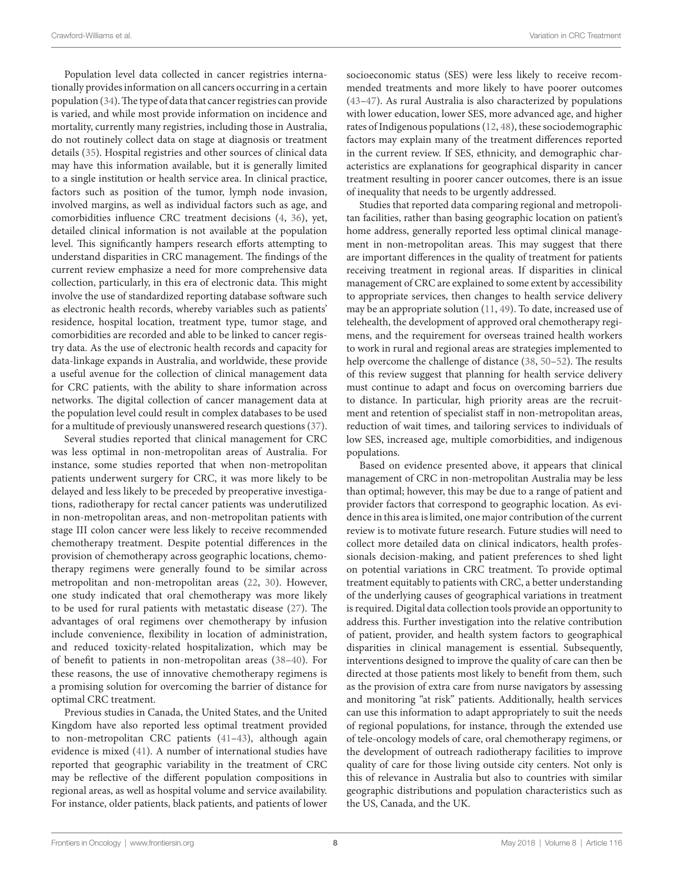Population level data collected in cancer registries internationally provides information on all cancers occurring in a certain population (34). The type of data that cancer registries can provide is varied, and while most provide information on incidence and mortality, currently many registries, including those in Australia, do not routinely collect data on stage at diagnosis or treatment details (35). Hospital registries and other sources of clinical data may have this information available, but it is generally limited to a single institution or health service area. In clinical practice, factors such as position of the tumor, lymph node invasion, involved margins, as well as individual factors such as age, and comorbidities influence CRC treatment decisions (4, 36), yet, detailed clinical information is not available at the population level. This significantly hampers research efforts attempting to understand disparities in CRC management. The findings of the current review emphasize a need for more comprehensive data collection, particularly, in this era of electronic data. This might involve the use of standardized reporting database software such as electronic health records, whereby variables such as patients' residence, hospital location, treatment type, tumor stage, and comorbidities are recorded and able to be linked to cancer registry data. As the use of electronic health records and capacity for data-linkage expands in Australia, and worldwide, these provide a useful avenue for the collection of clinical management data for CRC patients, with the ability to share information across networks. The digital collection of cancer management data at the population level could result in complex databases to be used for a multitude of previously unanswered research questions (37).

Several studies reported that clinical management for CRC was less optimal in non-metropolitan areas of Australia. For instance, some studies reported that when non-metropolitan patients underwent surgery for CRC, it was more likely to be delayed and less likely to be preceded by preoperative investigations, radiotherapy for rectal cancer patients was underutilized in non-metropolitan areas, and non-metropolitan patients with stage III colon cancer were less likely to receive recommended chemotherapy treatment. Despite potential differences in the provision of chemotherapy across geographic locations, chemotherapy regimens were generally found to be similar across metropolitan and non-metropolitan areas (22, 30). However, one study indicated that oral chemotherapy was more likely to be used for rural patients with metastatic disease (27). The advantages of oral regimens over chemotherapy by infusion include convenience, flexibility in location of administration, and reduced toxicity-related hospitalization, which may be of benefit to patients in non-metropolitan areas (38–40). For these reasons, the use of innovative chemotherapy regimens is a promising solution for overcoming the barrier of distance for optimal CRC treatment.

Previous studies in Canada, the United States, and the United Kingdom have also reported less optimal treatment provided to non-metropolitan CRC patients (41–43), although again evidence is mixed (41). A number of international studies have reported that geographic variability in the treatment of CRC may be reflective of the different population compositions in regional areas, as well as hospital volume and service availability. For instance, older patients, black patients, and patients of lower socioeconomic status (SES) were less likely to receive recommended treatments and more likely to have poorer outcomes (43–47). As rural Australia is also characterized by populations with lower education, lower SES, more advanced age, and higher rates of Indigenous populations (12, 48), these sociodemographic factors may explain many of the treatment differences reported in the current review. If SES, ethnicity, and demographic characteristics are explanations for geographical disparity in cancer treatment resulting in poorer cancer outcomes, there is an issue of inequality that needs to be urgently addressed.

Studies that reported data comparing regional and metropolitan facilities, rather than basing geographic location on patient's home address, generally reported less optimal clinical management in non-metropolitan areas. This may suggest that there are important differences in the quality of treatment for patients receiving treatment in regional areas. If disparities in clinical management of CRC are explained to some extent by accessibility to appropriate services, then changes to health service delivery may be an appropriate solution (11, 49). To date, increased use of telehealth, the development of approved oral chemotherapy regimens, and the requirement for overseas trained health workers to work in rural and regional areas are strategies implemented to help overcome the challenge of distance (38, 50–52). The results of this review suggest that planning for health service delivery must continue to adapt and focus on overcoming barriers due to distance. In particular, high priority areas are the recruitment and retention of specialist staff in non-metropolitan areas, reduction of wait times, and tailoring services to individuals of low SES, increased age, multiple comorbidities, and indigenous populations.

Based on evidence presented above, it appears that clinical management of CRC in non-metropolitan Australia may be less than optimal; however, this may be due to a range of patient and provider factors that correspond to geographic location. As evidence in this area is limited, one major contribution of the current review is to motivate future research. Future studies will need to collect more detailed data on clinical indicators, health professionals decision-making, and patient preferences to shed light on potential variations in CRC treatment. To provide optimal treatment equitably to patients with CRC, a better understanding of the underlying causes of geographical variations in treatment is required. Digital data collection tools provide an opportunity to address this. Further investigation into the relative contribution of patient, provider, and health system factors to geographical disparities in clinical management is essential. Subsequently, interventions designed to improve the quality of care can then be directed at those patients most likely to benefit from them, such as the provision of extra care from nurse navigators by assessing and monitoring "at risk" patients. Additionally, health services can use this information to adapt appropriately to suit the needs of regional populations, for instance, through the extended use of tele-oncology models of care, oral chemotherapy regimens, or the development of outreach radiotherapy facilities to improve quality of care for those living outside city centers. Not only is this of relevance in Australia but also to countries with similar geographic distributions and population characteristics such as the US, Canada, and the UK.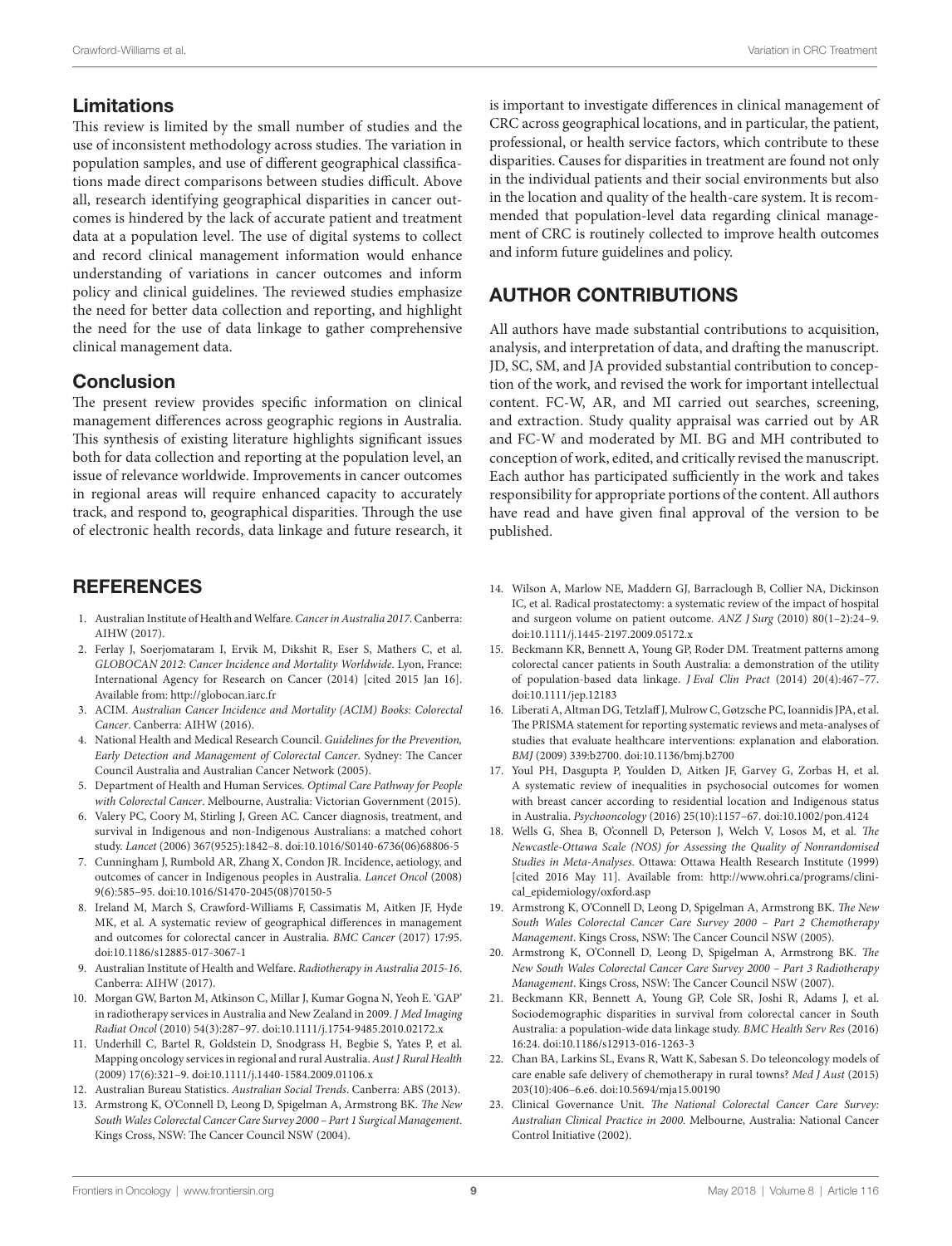## Limitations

This review is limited by the small number of studies and the use of inconsistent methodology across studies. The variation in population samples, and use of different geographical classifications made direct comparisons between studies difficult. Above all, research identifying geographical disparities in cancer outcomes is hindered by the lack of accurate patient and treatment data at a population level. The use of digital systems to collect and record clinical management information would enhance understanding of variations in cancer outcomes and inform policy and clinical guidelines. The reviewed studies emphasize the need for better data collection and reporting, and highlight the need for the use of data linkage to gather comprehensive clinical management data.

## Conclusion

The present review provides specific information on clinical management differences across geographic regions in Australia. This synthesis of existing literature highlights significant issues both for data collection and reporting at the population level, an issue of relevance worldwide. Improvements in cancer outcomes in regional areas will require enhanced capacity to accurately track, and respond to, geographical disparities. Through the use of electronic health records, data linkage and future research, it is important to investigate differences in clinical management of CRC across geographical locations, and in particular, the patient, professional, or health service factors, which contribute to these disparities. Causes for disparities in treatment are found not only in the individual patients and their social environments but also in the location and quality of the health-care system. It is recommended that population-level data regarding clinical management of CRC is routinely collected to improve health outcomes and inform future guidelines and policy.

## AUTHOR CONTRIBUTIONS

All authors have made substantial contributions to acquisition, analysis, and interpretation of data, and drafting the manuscript. JD, SC, SM, and JA provided substantial contribution to conception of the work, and revised the work for important intellectual content. FC-W, AR, and MI carried out searches, screening, and extraction. Study quality appraisal was carried out by AR and FC-W and moderated by MI. BG and MH contributed to conception of work, edited, and critically revised the manuscript. Each author has participated sufficiently in the work and takes responsibility for appropriate portions of the content. All authors have read and have given final approval of the version to be published.

## REFERENCES

1. Australian Institute of Health and Welfare. *Cancer in Australia 2017*. Canberra: AIHW (2017).
2. Ferlay J, Soerjomataram I, Ervik M, Dikshit R, Eser S, Mathers C, et al. *GLOBOCAN 2012: Cancer Incidence and Mortality Worldwide*. Lyon, France: International Agency for Research on Cancer (2014) [cited 2015 Jan 16]. Available from: http://globocan.iarc.fr
3. ACIM. *Australian Cancer Incidence and Mortality (ACIM) Books: Colorectal Cancer*. Canberra: AIHW (2016).
4. National Health and Medical Research Council. *Guidelines for the Prevention, Early Detection and Management of Colorectal Cancer*. Sydney: The Cancer Council Australia and Australian Cancer Network (2005).
5. Department of Health and Human Services. *Optimal Care Pathway for People with Colorectal Cancer*. Melbourne, Australia: Victorian Government (2015).
6. Valery PC, Coory M, Stirling J, Green AC. Cancer diagnosis, treatment, and survival in Indigenous and non-Indigenous Australians: a matched cohort study. *Lancet* (2006) 367(9525):1842–8. doi:10.1016/S0140-6736(06)68806-5
7. Cunningham J, Rumbold AR, Zhang X, Condon JR. Incidence, aetiology, and outcomes of cancer in Indigenous peoples in Australia. *Lancet Oncol* (2008) 9(6):585–95. doi:10.1016/S1470-2045(08)70150-5
8. Ireland M, March S, Crawford-Williams F, Cassimatis M, Aitken JF, Hyde MK, et al. A systematic review of geographical differences in management and outcomes for colorectal cancer in Australia. *BMC Cancer* (2017) 17:95. doi:10.1186/s12885-017-3067-1
9. Australian Institute of Health and Welfare. *Radiotherapy in Australia 2015-16*. Canberra: AIHW (2017).
10. Morgan GW, Barton M, Atkinson C, Millar J, Kumar Gogna N, Yeoh E. 'GAP' in radiotherapy services in Australia and New Zealand in 2009. *J Med Imaging Radiat Oncol* (2010) 54(3):287–97. doi:10.1111/j.1754-9485.2010.02172.x
11. Underhill C, Bartel R, Goldstein D, Snodgrass H, Begbie S, Yates P, et al. Mapping oncology services in regional and rural Australia. *Aust J Rural Health* (2009) 17(6):321–9. doi:10.1111/j.1440-1584.2009.01106.x
12. Australian Bureau Statistics. *Australian Social Trends*. Canberra: ABS (2013).
13. Armstrong K, O'Connell D, Leong D, Spigelman A, Armstrong BK. *The New South Wales Colorectal Cancer Care Survey 2000 – Part 1 Surgical Management*. Kings Cross, NSW: The Cancer Council NSW (2004).
14. Wilson A, Marlow NE, Maddern GJ, Barraclough B, Collier NA, Dickinson IC, et al. Radical prostatectomy: a systematic review of the impact of hospital and surgeon volume on patient outcome. *ANZ J Surg* (2010) 80(1–2):24–9. doi:10.1111/j.1445-2197.2009.05172.x
15. Beckmann KR, Bennett A, Young GP, Roder DM. Treatment patterns among colorectal cancer patients in South Australia: a demonstration of the utility of population-based data linkage. *J Eval Clin Pract* (2014) 20(4):467–77. doi:10.1111/jep.12183
16. Liberati A, Altman DG, Tetzlaff J, Mulrow C, Gøtzsche PC, Ioannidis JPA, et al. The PRISMA statement for reporting systematic reviews and meta-analyses of studies that evaluate healthcare interventions: explanation and elaboration. *BMJ* (2009) 339:b2700. doi:10.1136/bmj.b2700
17. Youl PH, Dasgupta P, Youlden D, Aitken JF, Garvey G, Zorbas H, et al. A systematic review of inequalities in psychosocial outcomes for women with breast cancer according to residential location and Indigenous status in Australia. *Psychooncology* (2016) 25(10):1157–67. doi:10.1002/pon.4124
18. Wells G, Shea B, O'connell D, Peterson J, Welch V, Losos M, et al. *The Newcastle-Ottawa Scale (NOS) for Assessing the Quality of Nonrandomised Studies in Meta-Analyses*. Ottawa: Ottawa Health Research Institute (1999) [cited 2016 May 11]. Available from: http://www.ohri.ca/programs/clinical_epidemiology/oxford.asp
19. Armstrong K, O'Connell D, Leong D, Spigelman A, Armstrong BK. *The New South Wales Colorectal Cancer Care Survey 2000 – Part 2 Chemotherapy Management*. Kings Cross, NSW: The Cancer Council NSW (2005).
20. Armstrong K, O'Connell D, Leong D, Spigelman A, Armstrong BK. *The New South Wales Colorectal Cancer Care Survey 2000 – Part 3 Radiotherapy Management*. Kings Cross, NSW: The Cancer Council NSW (2007).
21. Beckmann KR, Bennett A, Young GP, Cole SR, Joshi R, Adams J, et al. Sociodemographic disparities in survival from colorectal cancer in South Australia: a population-wide data linkage study. *BMC Health Serv Res* (2016) 16:24. doi:10.1186/s12913-016-1263-3
22. Chan BA, Larkins SL, Evans R, Watt K, Sabesan S. Do teleoncology models of care enable safe delivery of chemotherapy in rural towns? *Med J Aust* (2015) 203(10):406–6.e6. doi:10.5694/mja15.00190
23. Clinical Governance Unit. *The National Colorectal Cancer Care Survey: Australian Clinical Practice in 2000*. Melbourne, Australia: National Cancer Control Initiative (2002).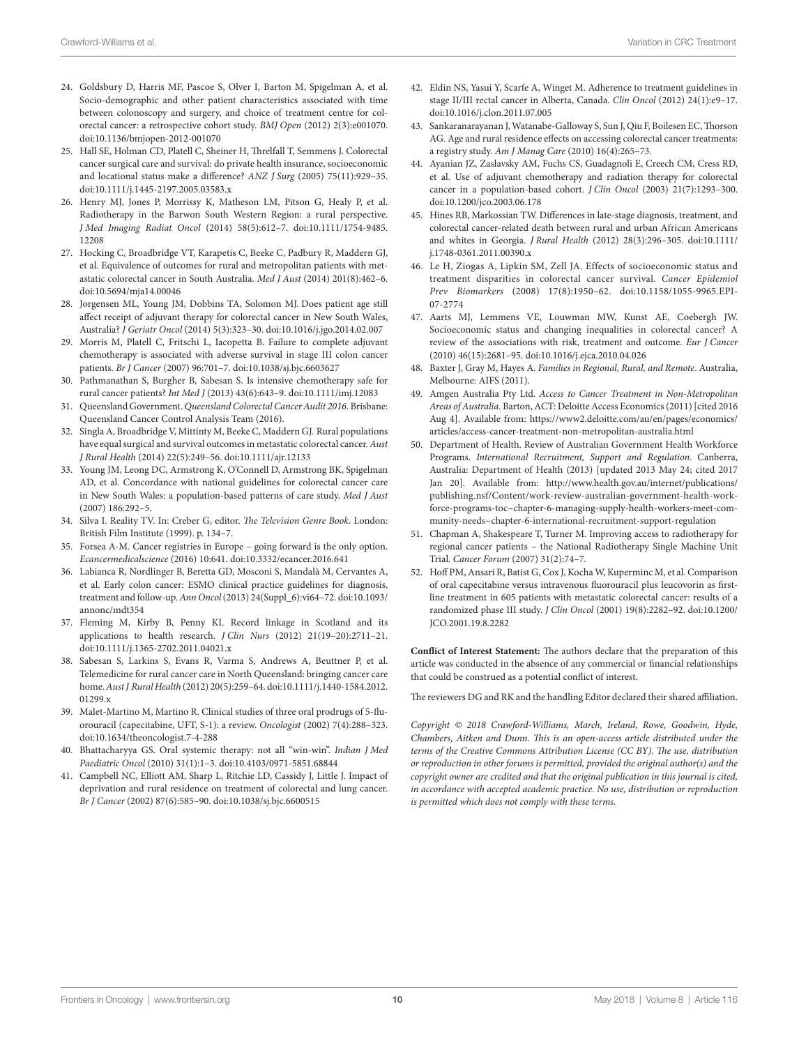24. Goldsbury D, Harris MF, Pascoe S, Olver I, Barton M, Spigelman A, et al. Socio-demographic and other patient characteristics associated with time between colonoscopy and surgery, and choice of treatment centre for colorectal cancer: a retrospective cohort study. *BMJ Open* (2012) 2(3):e001070. doi:10.1136/bmjopen-2012-001070
25. Hall SE, Holman CD, Platell C, Sheiner H, Threlfall T, Semmens J. Colorectal cancer surgical care and survival: do private health insurance, socioeconomic and locational status make a difference? *ANZ J Surg* (2005) 75(11):929–35. doi:10.1111/j.1445-2197.2005.03583.x
26. Henry MJ, Jones P, Morrissy K, Matheson LM, Pitson G, Healy P, et al. Radiotherapy in the Barwon South Western Region: a rural perspective. *J Med Imaging Radiat Oncol* (2014) 58(5):612–7. doi:10.1111/1754-9485.12208
27. Hocking C, Broadbridge VT, Karapetis C, Beeke C, Padbury R, Maddern GJ, et al. Equivalence of outcomes for rural and metropolitan patients with metastatic colorectal cancer in South Australia. *Med J Aust* (2014) 201(8):462–6. doi:10.5694/mja14.00046
28. Jorgensen ML, Young JM, Dobbins TA, Solomon MJ. Does patient age still affect receipt of adjuvant therapy for colorectal cancer in New South Wales, Australia? *J Geriatr Oncol* (2014) 5(3):323–30. doi:10.1016/j.jgo.2014.02.007
29. Morris M, Platell C, Fritschi L, Iacopetta B. Failure to complete adjuvant chemotherapy is associated with adverse survival in stage III colon cancer patients. *Br J Cancer* (2007) 96:701–7. doi:10.1038/sj.bjc.6603627
30. Pathmanathan S, Burgher B, Sabesan S. Is intensive chemotherapy safe for rural cancer patients? *Int Med J* (2013) 43(6):643–9. doi:10.1111/imj.12083
31. Queensland Government. *Queensland Colorectal Cancer Audit 2016*. Brisbane: Queensland Cancer Control Analysis Team (2016).
32. Singla A, Broadbridge V, Mittinty M, Beeke C, Maddern GJ. Rural populations have equal surgical and survival outcomes in metastatic colorectal cancer. *Aust J Rural Health* (2014) 22(5):249–56. doi:10.1111/ajr.12133
33. Young JM, Leong DC, Armstrong K, O'Connell D, Armstrong BK, Spigelman AD, et al. Concordance with national guidelines for colorectal cancer care in New South Wales: a population-based patterns of care study. *Med J Aust* (2007) 186:292–5.
34. Silva I. Reality TV. In: Creber G, editor. *The Television Genre Book*. London: British Film Institute (1999). p. 134–7.
35. Forsea A-M. Cancer registries in Europe – going forward is the only option. *Ecancermedicalscience* (2016) 10:641. doi:10.3332/ecancer.2016.641
36. Labianca R, Nordlinger B, Beretta GD, Mosconi S, Mandalà M, Cervantes A, et al. Early colon cancer: ESMO clinical practice guidelines for diagnosis, treatment and follow-up. *Ann Oncol* (2013) 24(Suppl_6):vi64–72. doi:10.1093/annonc/mdt354
37. Fleming M, Kirby B, Penny KI. Record linkage in Scotland and its applications to health research. *J Clin Nurs* (2012) 21(19–20):2711–21. doi:10.1111/j.1365-2702.2011.04021.x
38. Sabesan S, Larkins S, Evans R, Varma S, Andrews A, Beuttner P, et al. Telemedicine for rural cancer care in North Queensland: bringing cancer care home. *Aust J Rural Health* (2012) 20(5):259–64. doi:10.1111/j.1440-1584.2012.01299.x
39. Malet-Martino M, Martino R. Clinical studies of three oral prodrugs of 5-fluorouracil (capecitabine, UFT, S-1): a review. *Oncologist* (2002) 7(4):288–323. doi:10.1634/theoncologist.7-4-288
40. Bhattacharyya GS. Oral systemic therapy: not all "win-win". *Indian J Med Paediatric Oncol* (2010) 31(1):1–3. doi:10.4103/0971-5851.68844
41. Campbell NC, Elliott AM, Sharp L, Ritchie LD, Cassidy J, Little J. Impact of deprivation and rural residence on treatment of colorectal and lung cancer. *Br J Cancer* (2002) 87(6):585–90. doi:10.1038/sj.bjc.6600515
42. Eldin NS, Yasui Y, Scarfe A, Winget M. Adherence to treatment guidelines in stage II/III rectal cancer in Alberta, Canada. *Clin Oncol* (2012) 24(1):e9–17. doi:10.1016/j.clon.2011.07.005
43. Sankaranarayanan J, Watanabe-Galloway S, Sun J, Qiu F, Boilesen EC, Thorson AG. Age and rural residence effects on accessing colorectal cancer treatments: a registry study. *Am J Manag Care* (2010) 16(4):265–73.
44. Ayanian JZ, Zaslavsky AM, Fuchs CS, Guadagnoli E, Creech CM, Cress RD, et al. Use of adjuvant chemotherapy and radiation therapy for colorectal cancer in a population-based cohort. *J Clin Oncol* (2003) 21(7):1293–300. doi:10.1200/jco.2003.06.178
45. Hines RB, Markossian TW. Differences in late-stage diagnosis, treatment, and colorectal cancer-related death between rural and urban African Americans and whites in Georgia. *J Rural Health* (2012) 28(3):296–305. doi:10.1111/j.1748-0361.2011.00390.x
46. Le H, Ziogas A, Lipkin SM, Zell JA. Effects of socioeconomic status and treatment disparities in colorectal cancer survival. *Cancer Epidemiol Prev Biomarkers* (2008) 17(8):1950–62. doi:10.1158/1055-9965.EPI-07-2774
47. Aarts MJ, Lemmens VE, Louwman MW, Kunst AE, Coebergh JW. Socioeconomic status and changing inequalities in colorectal cancer? A review of the associations with risk, treatment and outcome. *Eur J Cancer* (2010) 46(15):2681–95. doi:10.1016/j.ejca.2010.04.026
48. Baxter J, Gray M, Hayes A. *Families in Regional, Rural, and Remote*. Australia, Melbourne: AIFS (2011).
49. Amgen Australia Pty Ltd. *Access to Cancer Treatment in Non-Metropolitan Areas of Australia*. Barton, ACT: Deloitte Access Economics (2011) [cited 2016 Aug 4]. Available from: https://www2.deloitte.com/au/en/pages/economics/articles/access-cancer-treatment-non-metropolitan-australia.html
50. Department of Health. Review of Australian Government Health Workforce Programs. *International Recruitment, Support and Regulation*. Canberra, Australia: Department of Health (2013) [updated 2013 May 24; cited 2017 Jan 20]. Available from: http://www.health.gov.au/internet/publications/publishing.nsf/Content/work-review-australian-government-health-workforce-programs-toc~chapter-6-managing-supply-health-workers-meet-community-needs~chapter-6-international-recruitment-support-regulation
51. Chapman A, Shakespeare T, Turner M. Improving access to radiotherapy for regional cancer patients – the National Radiotherapy Single Machine Unit Trial. *Cancer Forum* (2007) 31(2):74–7.
52. Hoff PM, Ansari R, Batist G, Cox J, Kocha W, Kuperminc M, et al. Comparison of oral capecitabine versus intravenous fluorouracil plus leucovorin as first-line treatment in 605 patients with metastatic colorectal cancer: results of a randomized phase III study. *J Clin Oncol* (2001) 19(8):2282–92. doi:10.1200/JCO.2001.19.8.2282

**Conflict of Interest Statement:** The authors declare that the preparation of this article was conducted in the absence of any commercial or financial relationships that could be construed as a potential conflict of interest.

The reviewers DG and RK and the handling Editor declared their shared affiliation.

*Copyright © 2018 Crawford-Williams, March, Ireland, Rowe, Goodwin, Hyde, Chambers, Aitken and Dunn. This is an open-access article distributed under the terms of the Creative Commons Attribution License (CC BY). The use, distribution or reproduction in other forums is permitted, provided the original author(s) and the copyright owner are credited and that the original publication in this journal is cited, in accordance with accepted academic practice. No use, distribution or reproduction is permitted which does not comply with these terms.*